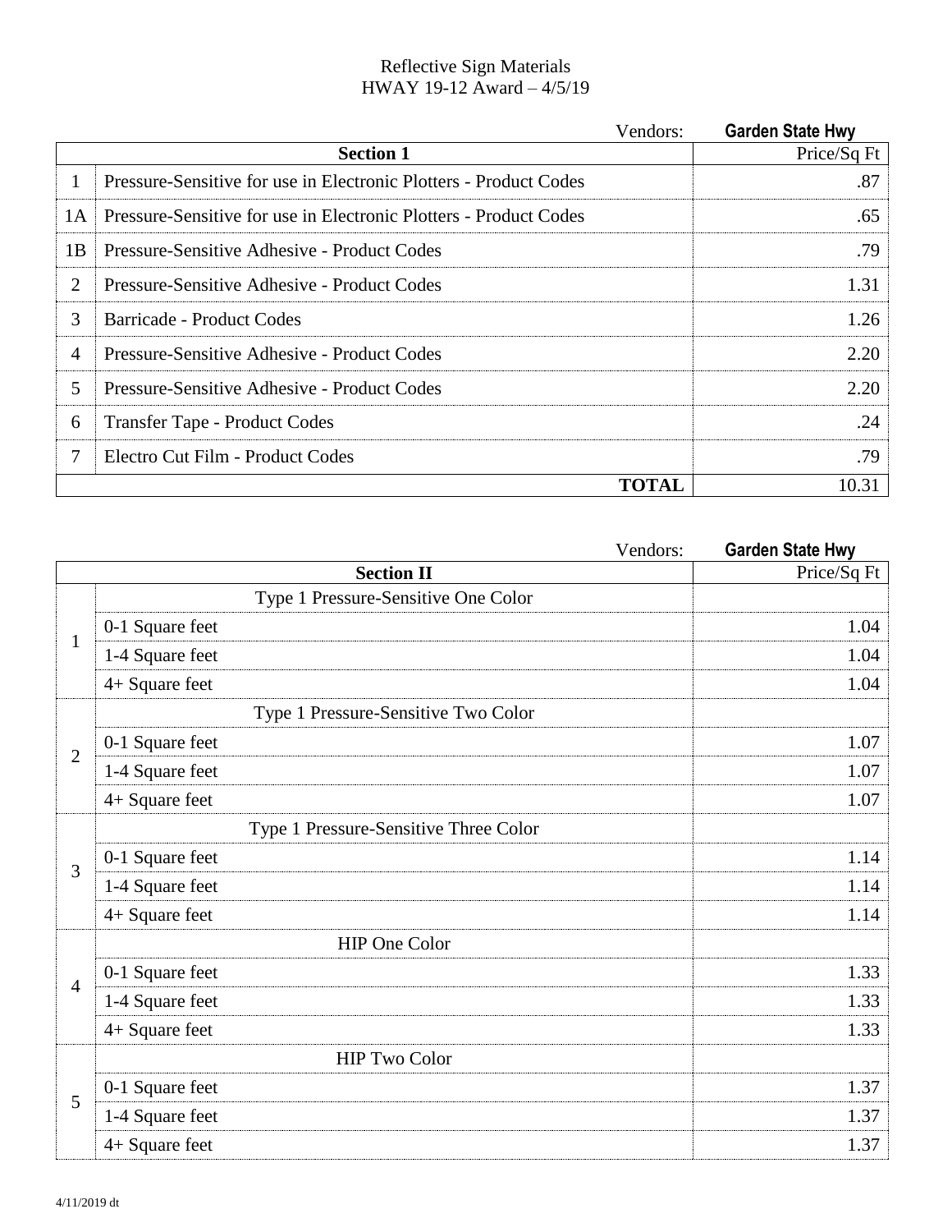# Reflective Sign Materials
## HWAY 19-12 Award – 4/5/19

| | Vendors: | Garden State Hwy |
|---|---|---|
| | **Section 1** | Price/Sq Ft |
| 1 | Pressure-Sensitive for use in Electronic Plotters - Product Codes | .87 |
| 1A | Pressure-Sensitive for use in Electronic Plotters - Product Codes | .65 |
| 1B | Pressure-Sensitive Adhesive - Product Codes | .79 |
| 2 | Pressure-Sensitive Adhesive - Product Codes | 1.31 |
| 3 | Barricade - Product Codes | 1.26 |
| 4 | Pressure-Sensitive Adhesive - Product Codes | 2.20 |
| 5 | Pressure-Sensitive Adhesive - Product Codes | 2.20 |
| 6 | Transfer Tape - Product Codes | .24 |
| 7 | Electro Cut Film - Product Codes | .79 |
| | **TOTAL** | 10.31 |

| | Vendors: | Garden State Hwy |
|---|---|---|
| | **Section II** | Price/Sq Ft |
| 1 | Type 1 Pressure-Sensitive One Color | |
| | 0-1 Square feet | 1.04 |
| | 1-4 Square feet | 1.04 |
| | 4+ Square feet | 1.04 |
| 2 | Type 1 Pressure-Sensitive Two Color | |
| | 0-1 Square feet | 1.07 |
| | 1-4 Square feet | 1.07 |
| | 4+ Square feet | 1.07 |
| 3 | Type 1 Pressure-Sensitive Three Color | |
| | 0-1 Square feet | 1.14 |
| | 1-4 Square feet | 1.14 |
| | 4+ Square feet | 1.14 |
| 4 | HIP One Color | |
| | 0-1 Square feet | 1.33 |
| | 1-4 Square feet | 1.33 |
| | 4+ Square feet | 1.33 |
| 5 | HIP Two Color | |
| | 0-1 Square feet | 1.37 |
| | 1-4 Square feet | 1.37 |
| | 4+ Square feet | 1.37 |

4/11/2019 dt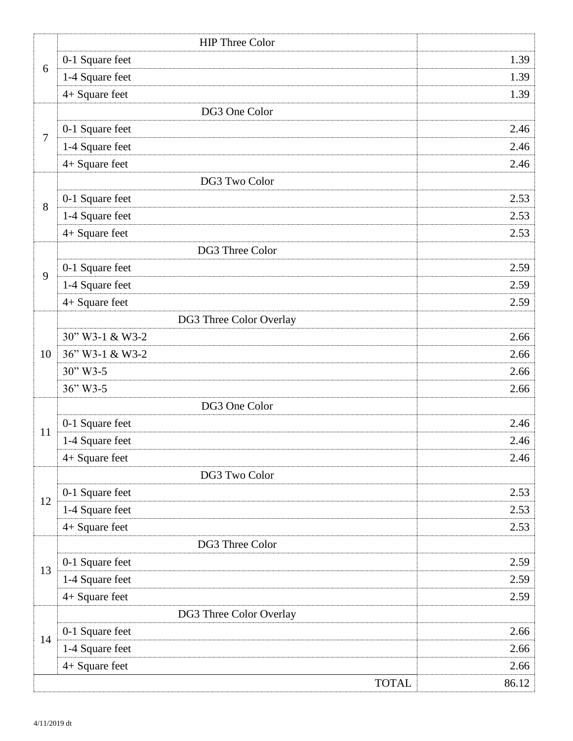| | | |
|---|---|---|
| 6 | HIP Three Color | |
| | 0-1 Square feet | 1.39 |
| | 1-4 Square feet | 1.39 |
| | 4+ Square feet | 1.39 |
| 7 | DG3 One Color | |
| | 0-1 Square feet | 2.46 |
| | 1-4 Square feet | 2.46 |
| | 4+ Square feet | 2.46 |
| 8 | DG3 Two Color | |
| | 0-1 Square feet | 2.53 |
| | 1-4 Square feet | 2.53 |
| | 4+ Square feet | 2.53 |
| 9 | DG3 Three Color | |
| | 0-1 Square feet | 2.59 |
| | 1-4 Square feet | 2.59 |
| | 4+ Square feet | 2.59 |
| 10 | DG3 Three Color Overlay | |
| | 30" W3-1 & W3-2 | 2.66 |
| | 36" W3-1 & W3-2 | 2.66 |
| | 30" W3-5 | 2.66 |
| | 36" W3-5 | 2.66 |
| 11 | DG3 One Color | |
| | 0-1 Square feet | 2.46 |
| | 1-4 Square feet | 2.46 |
| | 4+ Square feet | 2.46 |
| 12 | DG3 Two Color | |
| | 0-1 Square feet | 2.53 |
| | 1-4 Square feet | 2.53 |
| | 4+ Square feet | 2.53 |
| 13 | DG3 Three Color | |
| | 0-1 Square feet | 2.59 |
| | 1-4 Square feet | 2.59 |
| | 4+ Square feet | 2.59 |
| 14 | DG3 Three Color Overlay | |
| | 0-1 Square feet | 2.66 |
| | 1-4 Square feet | 2.66 |
| | 4+ Square feet | 2.66 |
| | TOTAL | 86.12 |

4/11/2019 dt